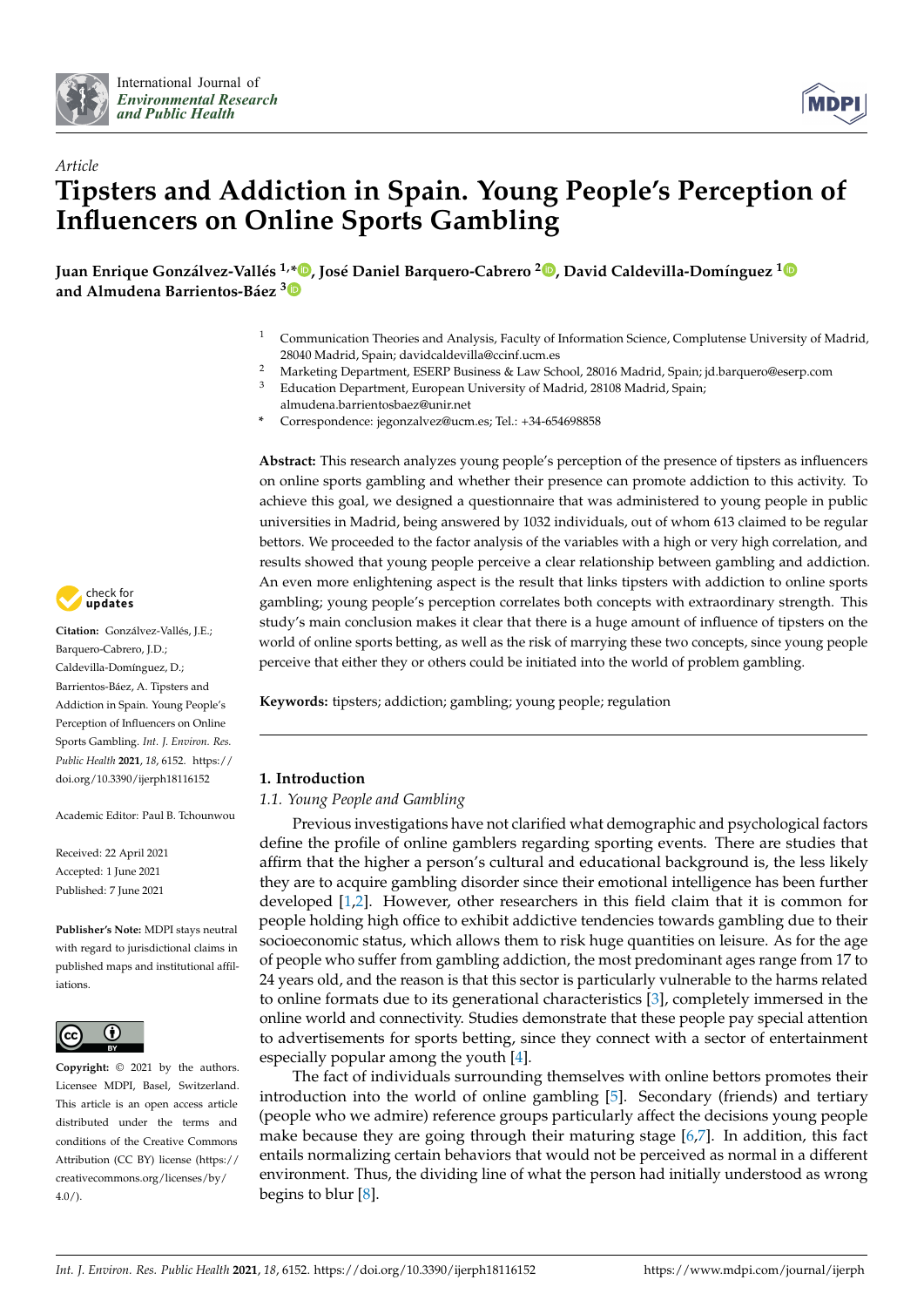*Article*

# Tipsters and Addiction in Spain. Young People's Perception of Influencers on Online Sports Gambling

**Juan Enrique González-Vallés [1,*], José Daniel Barquero-Cabrero [2], David Caldevilla-Domínguez [1] and Almudena Barrientos-Báez [3]**

[1] Communication Theories and Analysis, Faculty of Information Science, Complutense University of Madrid, 28040 Madrid, Spain; davidcaldevilla@ccinf.ucm.es

[2] Marketing Department, ESERP Business & Law School, 28016 Madrid, Spain; jd.barquero@eserp.com

[3] Education Department, European University of Madrid, 28108 Madrid, Spain; almudena.barrientosbaez@unir.net

\* Correspondence: jegonzalvez@ucm.es; Tel.: +34-654698858

**Abstract:** This research analyzes young people's perception of the presence of tipsters as influencers on online sports gambling and whether their presence can promote addiction to this activity. To achieve this goal, we designed a questionnaire that was administered to young people in public universities in Madrid, being answered by 1032 individuals, out of whom 613 claimed to be regular bettors. We proceeded to the factor analysis of the variables with a high or very high correlation, and results showed that young people perceive a clear relationship between gambling and addiction. An even more enlightening aspect is the result that links tipsters with addiction to online sports gambling; young people's perception correlates both concepts with extraordinary strength. This study's main conclusion makes it clear that there is a huge amount of influence of tipsters on the world of online sports betting, as well as the risk of marrying these two concepts, since young people perceive that either they or others could be initiated into the world of problem gambling.

**Keywords:** tipsters; addiction; gambling; young people; regulation

**Citation:** González-Vallés, J.E.; Barquero-Cabrero, J.D.; Caldevilla-Domínguez, D.; Barrientos-Báez, A. Tipsters and Addiction in Spain. Young People's Perception of Influencers on Online Sports Gambling. *Int. J. Environ. Res. Public Health* **2021**, *18*, 6152. https://doi.org/10.3390/ijerph18116152

Academic Editor: Paul B. Tchounwou

Received: 22 April 2021
Accepted: 1 June 2021
Published: 7 June 2021

**Publisher's Note:** MDPI stays neutral with regard to jurisdictional claims in published maps and institutional affiliations.

**Copyright:** © 2021 by the authors. Licensee MDPI, Basel, Switzerland. This article is an open access article distributed under the terms and conditions of the Creative Commons Attribution (CC BY) license (https://creativecommons.org/licenses/by/4.0/).

## 1. Introduction

### 1.1. Young People and Gambling

Previous investigations have not clarified what demographic and psychological factors define the profile of online gamblers regarding sporting events. There are studies that affirm that the higher a person's cultural and educational background is, the less likely they are to acquire gambling disorder since their emotional intelligence has been further developed [1,2]. However, other researchers in this field claim that it is common for people holding high office to exhibit addictive tendencies towards gambling due to their socioeconomic status, which allows them to risk huge quantities on leisure. As for the age of people who suffer from gambling addiction, the most predominant ages range from 17 to 24 years old, and the reason is that this sector is particularly vulnerable to the harms related to online formats due to its generational characteristics [3], completely immersed in the online world and connectivity. Studies demonstrate that these people pay special attention to advertisements for sports betting, since they connect with a sector of entertainment especially popular among the youth [4].

The fact of individuals surrounding themselves with online bettors promotes their introduction into the world of online gambling [5]. Secondary (friends) and tertiary (people who we admire) reference groups particularly affect the decisions young people make because they are going through their maturing stage [6,7]. In addition, this fact entails normalizing certain behaviors that would not be perceived as normal in a different environment. Thus, the dividing line of what the person had initially understood as wrong begins to blur [8].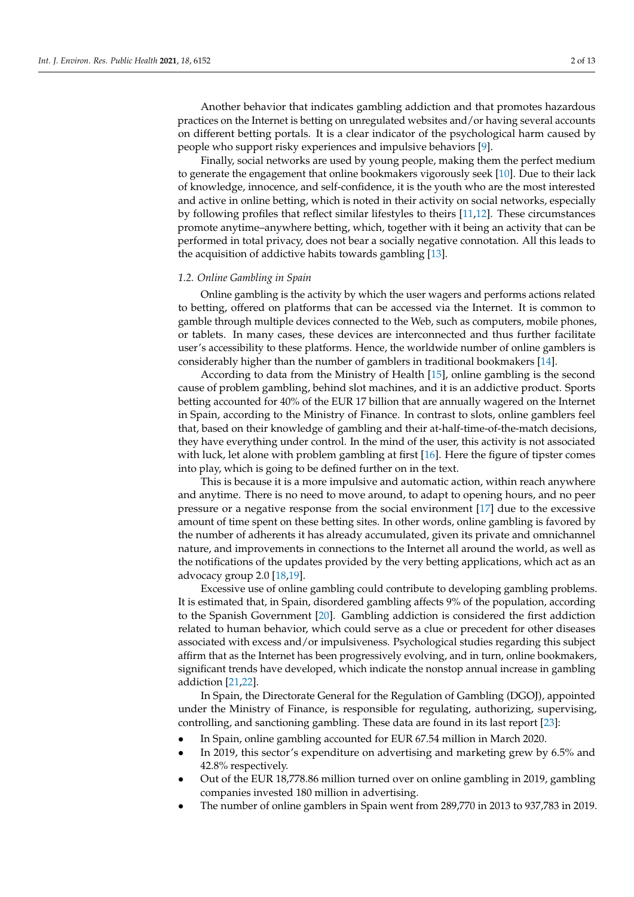Another behavior that indicates gambling addiction and that promotes hazardous practices on the Internet is betting on unregulated websites and/or having several accounts on different betting portals. It is a clear indicator of the psychological harm caused by people who support risky experiences and impulsive behaviors [9].

Finally, social networks are used by young people, making them the perfect medium to generate the engagement that online bookmakers vigorously seek [10]. Due to their lack of knowledge, innocence, and self-confidence, it is the youth who are the most interested and active in online betting, which is noted in their activity on social networks, especially by following profiles that reflect similar lifestyles to theirs [11,12]. These circumstances promote anytime–anywhere betting, which, together with it being an activity that can be performed in total privacy, does not bear a socially negative connotation. All this leads to the acquisition of addictive habits towards gambling [13].

### 1.2. Online Gambling in Spain

Online gambling is the activity by which the user wagers and performs actions related to betting, offered on platforms that can be accessed via the Internet. It is common to gamble through multiple devices connected to the Web, such as computers, mobile phones, or tablets. In many cases, these devices are interconnected and thus further facilitate user's accessibility to these platforms. Hence, the worldwide number of online gamblers is considerably higher than the number of gamblers in traditional bookmakers [14].

According to data from the Ministry of Health [15], online gambling is the second cause of problem gambling, behind slot machines, and it is an addictive product. Sports betting accounted for 40% of the EUR 17 billion that are annually wagered on the Internet in Spain, according to the Ministry of Finance. In contrast to slots, online gamblers feel that, based on their knowledge of gambling and their at-half-time-of-the-match decisions, they have everything under control. In the mind of the user, this activity is not associated with luck, let alone with problem gambling at first [16]. Here the figure of tipster comes into play, which is going to be defined further on in the text.

This is because it is a more impulsive and automatic action, within reach anywhere and anytime. There is no need to move around, to adapt to opening hours, and no peer pressure or a negative response from the social environment [17] due to the excessive amount of time spent on these betting sites. In other words, online gambling is favored by the number of adherents it has already accumulated, given its private and omnichannel nature, and improvements in connections to the Internet all around the world, as well as the notifications of the updates provided by the very betting applications, which act as an advocacy group 2.0 [18,19].

Excessive use of online gambling could contribute to developing gambling problems. It is estimated that, in Spain, disordered gambling affects 9% of the population, according to the Spanish Government [20]. Gambling addiction is considered the first addiction related to human behavior, which could serve as a clue or precedent for other diseases associated with excess and/or impulsiveness. Psychological studies regarding this subject affirm that as the Internet has been progressively evolving, and in turn, online bookmakers, significant trends have developed, which indicate the nonstop annual increase in gambling addiction [21,22].

In Spain, the Directorate General for the Regulation of Gambling (DGOJ), appointed under the Ministry of Finance, is responsible for regulating, authorizing, supervising, controlling, and sanctioning gambling. These data are found in its last report [23]:

- In Spain, online gambling accounted for EUR 67.54 million in March 2020.
- In 2019, this sector's expenditure on advertising and marketing grew by 6.5% and 42.8% respectively.
- Out of the EUR 18,778.86 million turned over on online gambling in 2019, gambling companies invested 180 million in advertising.
- The number of online gamblers in Spain went from 289,770 in 2013 to 937,783 in 2019.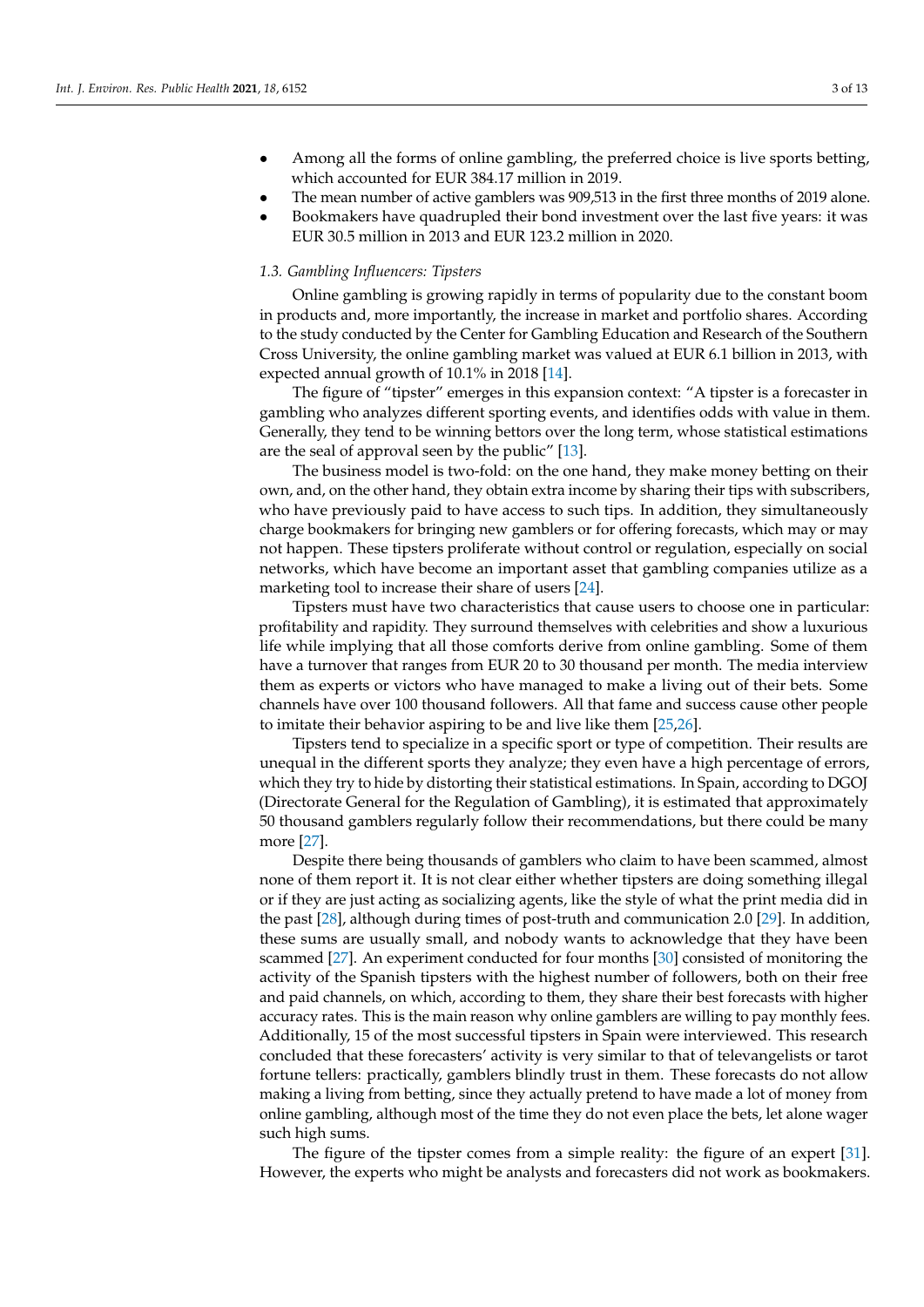- Among all the forms of online gambling, the preferred choice is live sports betting, which accounted for EUR 384.17 million in 2019.
- The mean number of active gamblers was 909,513 in the first three months of 2019 alone.
- Bookmakers have quadrupled their bond investment over the last five years: it was EUR 30.5 million in 2013 and EUR 123.2 million in 2020.

### 1.3. Gambling Influencers: Tipsters

Online gambling is growing rapidly in terms of popularity due to the constant boom in products and, more importantly, the increase in market and portfolio shares. According to the study conducted by the Center for Gambling Education and Research of the Southern Cross University, the online gambling market was valued at EUR 6.1 billion in 2013, with expected annual growth of 10.1% in 2018 [14].

The figure of "tipster" emerges in this expansion context: "A tipster is a forecaster in gambling who analyzes different sporting events, and identifies odds with value in them. Generally, they tend to be winning bettors over the long term, whose statistical estimations are the seal of approval seen by the public" [13].

The business model is two-fold: on the one hand, they make money betting on their own, and, on the other hand, they obtain extra income by sharing their tips with subscribers, who have previously paid to have access to such tips. In addition, they simultaneously charge bookmakers for bringing new gamblers or for offering forecasts, which may or may not happen. These tipsters proliferate without control or regulation, especially on social networks, which have become an important asset that gambling companies utilize as a marketing tool to increase their share of users [24].

Tipsters must have two characteristics that cause users to choose one in particular: profitability and rapidity. They surround themselves with celebrities and show a luxurious life while implying that all those comforts derive from online gambling. Some of them have a turnover that ranges from EUR 20 to 30 thousand per month. The media interview them as experts or victors who have managed to make a living out of their bets. Some channels have over 100 thousand followers. All that fame and success cause other people to imitate their behavior aspiring to be and live like them [25,26].

Tipsters tend to specialize in a specific sport or type of competition. Their results are unequal in the different sports they analyze; they even have a high percentage of errors, which they try to hide by distorting their statistical estimations. In Spain, according to DGOJ (Directorate General for the Regulation of Gambling), it is estimated that approximately 50 thousand gamblers regularly follow their recommendations, but there could be many more [27].

Despite there being thousands of gamblers who claim to have been scammed, almost none of them report it. It is not clear either whether tipsters are doing something illegal or if they are just acting as socializing agents, like the style of what the print media did in the past [28], although during times of post-truth and communication 2.0 [29]. In addition, these sums are usually small, and nobody wants to acknowledge that they have been scammed [27]. An experiment conducted for four months [30] consisted of monitoring the activity of the Spanish tipsters with the highest number of followers, both on their free and paid channels, on which, according to them, they share their best forecasts with higher accuracy rates. This is the main reason why online gamblers are willing to pay monthly fees. Additionally, 15 of the most successful tipsters in Spain were interviewed. This research concluded that these forecasters' activity is very similar to that of televangelists or tarot fortune tellers: practically, gamblers blindly trust in them. These forecasts do not allow making a living from betting, since they actually pretend to have made a lot of money from online gambling, although most of the time they do not even place the bets, let alone wager such high sums.

The figure of the tipster comes from a simple reality: the figure of an expert [31]. However, the experts who might be analysts and forecasters did not work as bookmakers.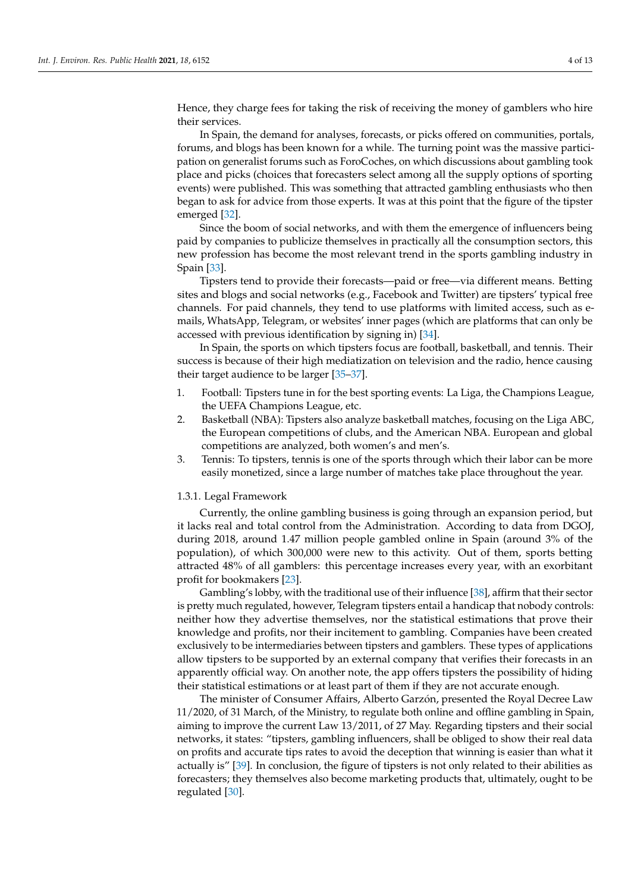Hence, they charge fees for taking the risk of receiving the money of gamblers who hire their services.

In Spain, the demand for analyses, forecasts, or picks offered on communities, portals, forums, and blogs has been known for a while. The turning point was the massive participation on generalist forums such as ForoCoches, on which discussions about gambling took place and picks (choices that forecasters select among all the supply options of sporting events) were published. This was something that attracted gambling enthusiasts who then began to ask for advice from those experts. It was at this point that the figure of the tipster emerged [32].

Since the boom of social networks, and with them the emergence of influencers being paid by companies to publicize themselves in practically all the consumption sectors, this new profession has become the most relevant trend in the sports gambling industry in Spain [33].

Tipsters tend to provide their forecasts—paid or free—via different means. Betting sites and blogs and social networks (e.g., Facebook and Twitter) are tipsters' typical free channels. For paid channels, they tend to use platforms with limited access, such as e-mails, WhatsApp, Telegram, or websites' inner pages (which are platforms that can only be accessed with previous identification by signing in) [34].

In Spain, the sports on which tipsters focus are football, basketball, and tennis. Their success is because of their high mediatization on television and the radio, hence causing their target audience to be larger [35–37].

1. Football: Tipsters tune in for the best sporting events: La Liga, the Champions League, the UEFA Champions League, etc.
2. Basketball (NBA): Tipsters also analyze basketball matches, focusing on the Liga ABC, the European competitions of clubs, and the American NBA. European and global competitions are analyzed, both women's and men's.
3. Tennis: To tipsters, tennis is one of the sports through which their labor can be more easily monetized, since a large number of matches take place throughout the year.

#### 1.3.1. Legal Framework

Currently, the online gambling business is going through an expansion period, but it lacks real and total control from the Administration. According to data from DGOJ, during 2018, around 1.47 million people gambled online in Spain (around 3% of the population), of which 300,000 were new to this activity. Out of them, sports betting attracted 48% of all gamblers: this percentage increases every year, with an exorbitant profit for bookmakers [23].

Gambling's lobby, with the traditional use of their influence [38], affirm that their sector is pretty much regulated, however, Telegram tipsters entail a handicap that nobody controls: neither how they advertise themselves, nor the statistical estimations that prove their knowledge and profits, nor their incitement to gambling. Companies have been created exclusively to be intermediaries between tipsters and gamblers. These types of applications allow tipsters to be supported by an external company that verifies their forecasts in an apparently official way. On another note, the app offers tipsters the possibility of hiding their statistical estimations or at least part of them if they are not accurate enough.

The minister of Consumer Affairs, Alberto Garzón, presented the Royal Decree Law 11/2020, of 31 March, of the Ministry, to regulate both online and offline gambling in Spain, aiming to improve the current Law 13/2011, of 27 May. Regarding tipsters and their social networks, it states: "tipsters, gambling influencers, shall be obliged to show their real data on profits and accurate tips rates to avoid the deception that winning is easier than what it actually is" [39]. In conclusion, the figure of tipsters is not only related to their abilities as forecasters; they themselves also become marketing products that, ultimately, ought to be regulated [30].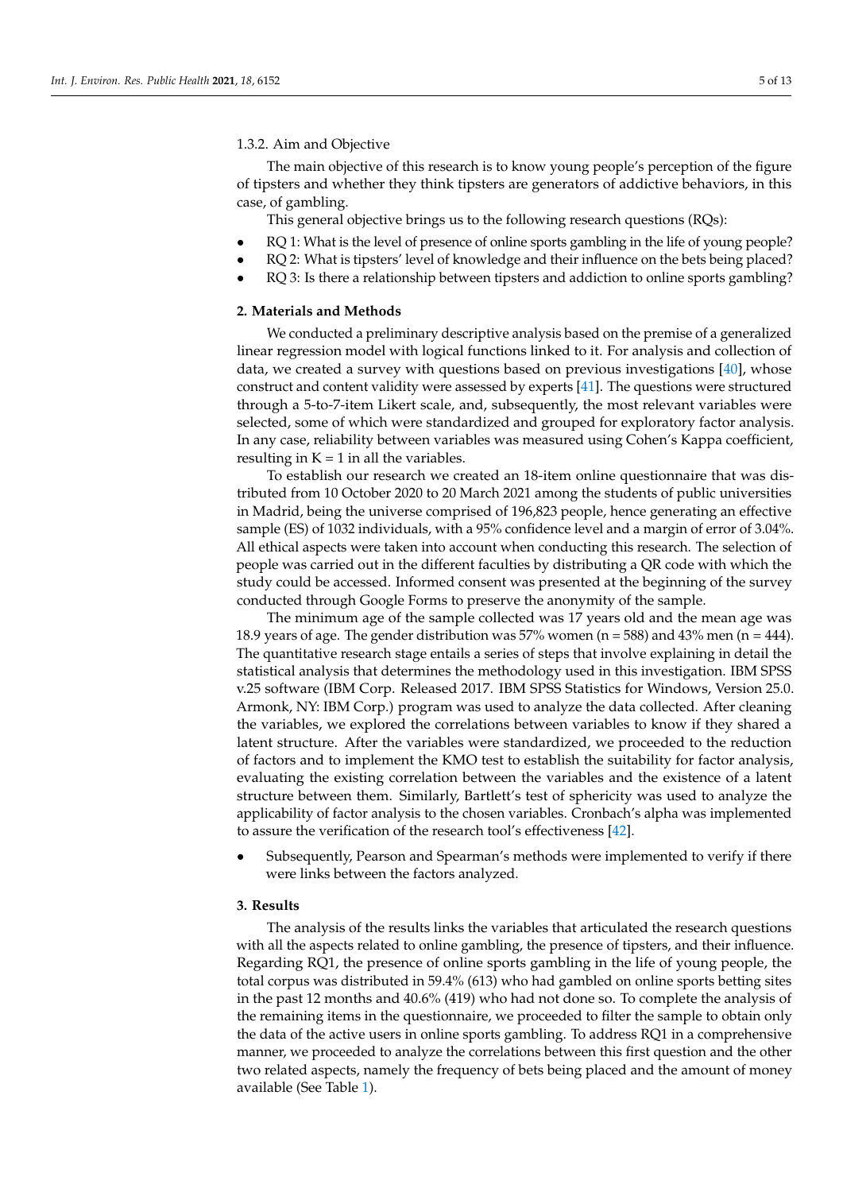#### 1.3.2. Aim and Objective

The main objective of this research is to know young people's perception of the figure of tipsters and whether they think tipsters are generators of addictive behaviors, in this case, of gambling.

This general objective brings us to the following research questions (RQs):

- RQ 1: What is the level of presence of online sports gambling in the life of young people?
- RQ 2: What is tipsters' level of knowledge and their influence on the bets being placed?
- RQ 3: Is there a relationship between tipsters and addiction to online sports gambling?

## 2. Materials and Methods

We conducted a preliminary descriptive analysis based on the premise of a generalized linear regression model with logical functions linked to it. For analysis and collection of data, we created a survey with questions based on previous investigations [40], whose construct and content validity were assessed by experts [41]. The questions were structured through a 5-to-7-item Likert scale, and, subsequently, the most relevant variables were selected, some of which were standardized and grouped for exploratory factor analysis. In any case, reliability between variables was measured using Cohen's Kappa coefficient, resulting in $K = 1$ in all the variables.

To establish our research we created an 18-item online questionnaire that was distributed from 10 October 2020 to 20 March 2021 among the students of public universities in Madrid, being the universe comprised of 196,823 people, hence generating an effective sample (ES) of 1032 individuals, with a 95% confidence level and a margin of error of 3.04%. All ethical aspects were taken into account when conducting this research. The selection of people was carried out in the different faculties by distributing a QR code with which the study could be accessed. Informed consent was presented at the beginning of the survey conducted through Google Forms to preserve the anonymity of the sample.

The minimum age of the sample collected was 17 years old and the mean age was 18.9 years of age. The gender distribution was 57% women ($n = 588$) and 43% men ($n = 444$). The quantitative research stage entails a series of steps that involve explaining in detail the statistical analysis that determines the methodology used in this investigation. IBM SPSS v.25 software (IBM Corp. Released 2017. IBM SPSS Statistics for Windows, Version 25.0. Armonk, NY: IBM Corp.) program was used to analyze the data collected. After cleaning the variables, we explored the correlations between variables to know if they shared a latent structure. After the variables were standardized, we proceeded to the reduction of factors and to implement the KMO test to establish the suitability for factor analysis, evaluating the existing correlation between the variables and the existence of a latent structure between them. Similarly, Bartlett's test of sphericity was used to analyze the applicability of factor analysis to the chosen variables. Cronbach's alpha was implemented to assure the verification of the research tool's effectiveness [42].

- Subsequently, Pearson and Spearman's methods were implemented to verify if there were links between the factors analyzed.

## 3. Results

The analysis of the results links the variables that articulated the research questions with all the aspects related to online gambling, the presence of tipsters, and their influence. Regarding RQ1, the presence of online sports gambling in the life of young people, the total corpus was distributed in 59.4% (613) who had gambled on online sports betting sites in the past 12 months and 40.6% (419) who had not done so. To complete the analysis of the remaining items in the questionnaire, we proceeded to filter the sample to obtain only the data of the active users in online sports gambling. To address RQ1 in a comprehensive manner, we proceeded to analyze the correlations between this first question and the other two related aspects, namely the frequency of bets being placed and the amount of money available (See Table 1).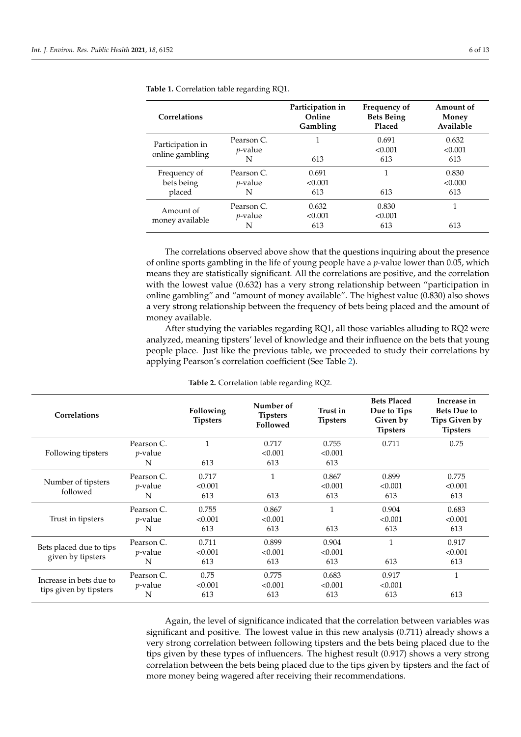**Table 1.** Correlation table regarding RQ1.

| Correlations | | Participation in Online Gambling | Frequency of Bets Being Placed | Amount of Money Available |
|---|---|---|---|---|
| Participation in online gambling | Pearson C. | 1 | 0.691 | 0.632 |
| | *p*-value | | <0.001 | <0.001 |
| | N | 613 | 613 | 613 |
| Frequency of bets being placed | Pearson C. | 0.691 | 1 | 0.830 |
| | *p*-value | <0.001 | | <0.000 |
| | N | 613 | 613 | 613 |
| Amount of money available | Pearson C. | 0.632 | 0.830 | 1 |
| | *p*-value | <0.001 | <0.001 | |
| | N | 613 | 613 | 613 |

The correlations observed above show that the questions inquiring about the presence of online sports gambling in the life of young people have a *p*-value lower than 0.05, which means they are statistically significant. All the correlations are positive, and the correlation with the lowest value (0.632) has a very strong relationship between "participation in online gambling" and "amount of money available". The highest value (0.830) also shows a very strong relationship between the frequency of bets being placed and the amount of money available.

After studying the variables regarding RQ1, all those variables alluding to RQ2 were analyzed, meaning tipsters' level of knowledge and their influence on the bets that young people place. Just like the previous table, we proceeded to study their correlations by applying Pearson's correlation coefficient (See Table 2).

**Table 2.** Correlation table regarding RQ2.

| Correlations | | Following Tipsters | Number of Tipsters Followed | Trust in Tipsters | Bets Placed Due to Tips Given by Tipsters | Increase in Bets Due to Tips Given by Tipsters |
|---|---|---|---|---|---|---|
| Following tipsters | Pearson C. | 1 | 0.717 | 0.755 | 0.711 | 0.75 |
| | *p*-value | | <0.001 | <0.001 | | |
| | N | 613 | 613 | 613 | | |
| Number of tipsters followed | Pearson C. | 0.717 | 1 | 0.867 | 0.899 | 0.775 |
| | *p*-value | <0.001 | | <0.001 | <0.001 | <0.001 |
| | N | 613 | 613 | 613 | 613 | 613 |
| Trust in tipsters | Pearson C. | 0.755 | 0.867 | 1 | 0.904 | 0.683 |
| | *p*-value | <0.001 | <0.001 | | <0.001 | <0.001 |
| | N | 613 | 613 | 613 | 613 | 613 |
| Bets placed due to tips given by tipsters | Pearson C. | 0.711 | 0.899 | 0.904 | 1 | 0.917 |
| | *p*-value | <0.001 | <0.001 | <0.001 | | <0.001 |
| | N | 613 | 613 | 613 | 613 | 613 |
| Increase in bets due to tips given by tipsters | Pearson C. | 0.75 | 0.775 | 0.683 | 0.917 | 1 |
| | *p*-value | <0.001 | <0.001 | <0.001 | <0.001 | |
| | N | 613 | 613 | 613 | 613 | 613 |

Again, the level of significance indicated that the correlation between variables was significant and positive. The lowest value in this new analysis (0.711) already shows a very strong correlation between following tipsters and the bets being placed due to the tips given by these types of influencers. The highest result (0.917) shows a very strong correlation between the bets being placed due to the tips given by tipsters and the fact of more money being wagered after receiving their recommendations.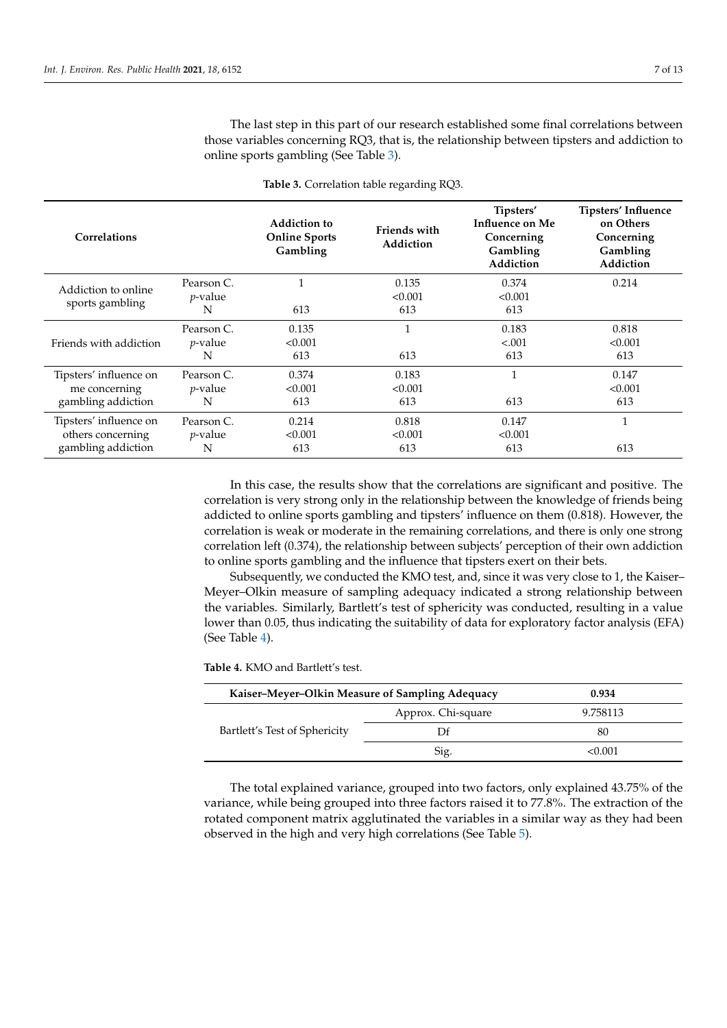The last step in this part of our research established some final correlations between those variables concerning RQ3, that is, the relationship between tipsters and addiction to online sports gambling (See Table 3).

**Table 3.** Correlation table regarding RQ3.

| Correlations | | Addiction to Online Sports Gambling | Friends with Addiction | Tipsters' Influence on Me Concerning Gambling Addiction | Tipsters' Influence on Others Concerning Gambling Addiction |
|---|---|---|---|---|---|
| Addiction to online sports gambling | Pearson C. | 1 | 0.135 | 0.374 | 0.214 |
| | *p*-value | | <0.001 | <0.001 | |
| | N | 613 | 613 | 613 | |
| Friends with addiction | Pearson C. | 0.135 | 1 | 0.183 | 0.818 |
| | *p*-value | <0.001 | | <.001 | <0.001 |
| | N | 613 | 613 | 613 | 613 |
| Tipsters' influence on me concerning gambling addiction | Pearson C. | 0.374 | 0.183 | 1 | 0.147 |
| | *p*-value | <0.001 | <0.001 | | <0.001 |
| | N | 613 | 613 | 613 | 613 |
| Tipsters' influence on others concerning gambling addiction | Pearson C. | 0.214 | 0.818 | 0.147 | 1 |
| | *p*-value | <0.001 | <0.001 | <0.001 | |
| | N | 613 | 613 | 613 | 613 |

In this case, the results show that the correlations are significant and positive. The correlation is very strong only in the relationship between the knowledge of friends being addicted to online sports gambling and tipsters' influence on them (0.818). However, the correlation is weak or moderate in the remaining correlations, and there is only one strong correlation left (0.374), the relationship between subjects' perception of their own addiction to online sports gambling and the influence that tipsters exert on their bets.

Subsequently, we conducted the KMO test, and, since it was very close to 1, the Kaiser–Meyer–Olkin measure of sampling adequacy indicated a strong relationship between the variables. Similarly, Bartlett's test of sphericity was conducted, resulting in a value lower than 0.05, thus indicating the suitability of data for exploratory factor analysis (EFA) (See Table 4).

**Table 4.** KMO and Bartlett's test.

| Kaiser–Meyer–Olkin Measure of Sampling Adequacy | | 0.934 |
|---|---|---|
| Bartlett's Test of Sphericity | Approx. Chi-square | 9.758113 |
| | Df | 80 |
| | Sig. | <0.001 |

The total explained variance, grouped into two factors, only explained 43.75% of the variance, while being grouped into three factors raised it to 77.8%. The extraction of the rotated component matrix agglutinated the variables in a similar way as they had been observed in the high and very high correlations (See Table 5).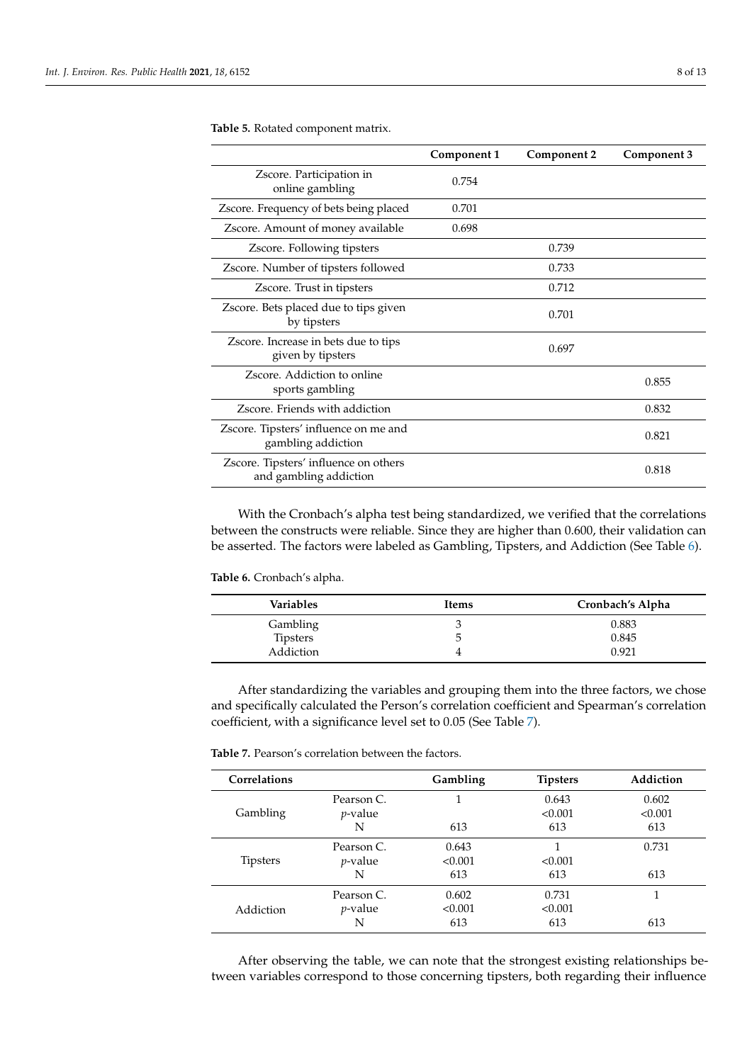**Table 5.** Rotated component matrix.

| | Component 1 | Component 2 | Component 3 |
|---|---|---|---|
| Zscore. Participation in online gambling | 0.754 | | |
| Zscore. Frequency of bets being placed | 0.701 | | |
| Zscore. Amount of money available | 0.698 | | |
| Zscore. Following tipsters | | 0.739 | |
| Zscore. Number of tipsters followed | | 0.733 | |
| Zscore. Trust in tipsters | | 0.712 | |
| Zscore. Bets placed due to tips given by tipsters | | 0.701 | |
| Zscore. Increase in bets due to tips given by tipsters | | 0.697 | |
| Zscore. Addiction to online sports gambling | | | 0.855 |
| Zscore. Friends with addiction | | | 0.832 |
| Zscore. Tipsters' influence on me and gambling addiction | | | 0.821 |
| Zscore. Tipsters' influence on others and gambling addiction | | | 0.818 |

With the Cronbach's alpha test being standardized, we verified that the correlations between the constructs were reliable. Since they are higher than 0.600, their validation can be asserted. The factors were labeled as Gambling, Tipsters, and Addiction (See Table 6).

**Table 6.** Cronbach's alpha.

| Variables | Items | Cronbach's Alpha |
|---|---|---|
| Gambling | 3 | 0.883 |
| Tipsters | 5 | 0.845 |
| Addiction | 4 | 0.921 |

After standardizing the variables and grouping them into the three factors, we chose and specifically calculated the Person's correlation coefficient and Spearman's correlation coefficient, with a significance level set to 0.05 (See Table 7).

**Table 7.** Pearson's correlation between the factors.

| Correlations | | Gambling | Tipsters | Addiction |
|---|---|---|---|---|
| Gambling | Pearson C. | 1 | 0.643 | 0.602 |
| | *p*-value | | <0.001 | <0.001 |
| | N | 613 | 613 | 613 |
| Tipsters | Pearson C. | 0.643 | 1 | 0.731 |
| | *p*-value | <0.001 | <0.001 | |
| | N | 613 | 613 | 613 |
| Addiction | Pearson C. | 0.602 | 0.731 | 1 |
| | *p*-value | <0.001 | <0.001 | |
| | N | 613 | 613 | 613 |

After observing the table, we can note that the strongest existing relationships between variables correspond to those concerning tipsters, both regarding their influence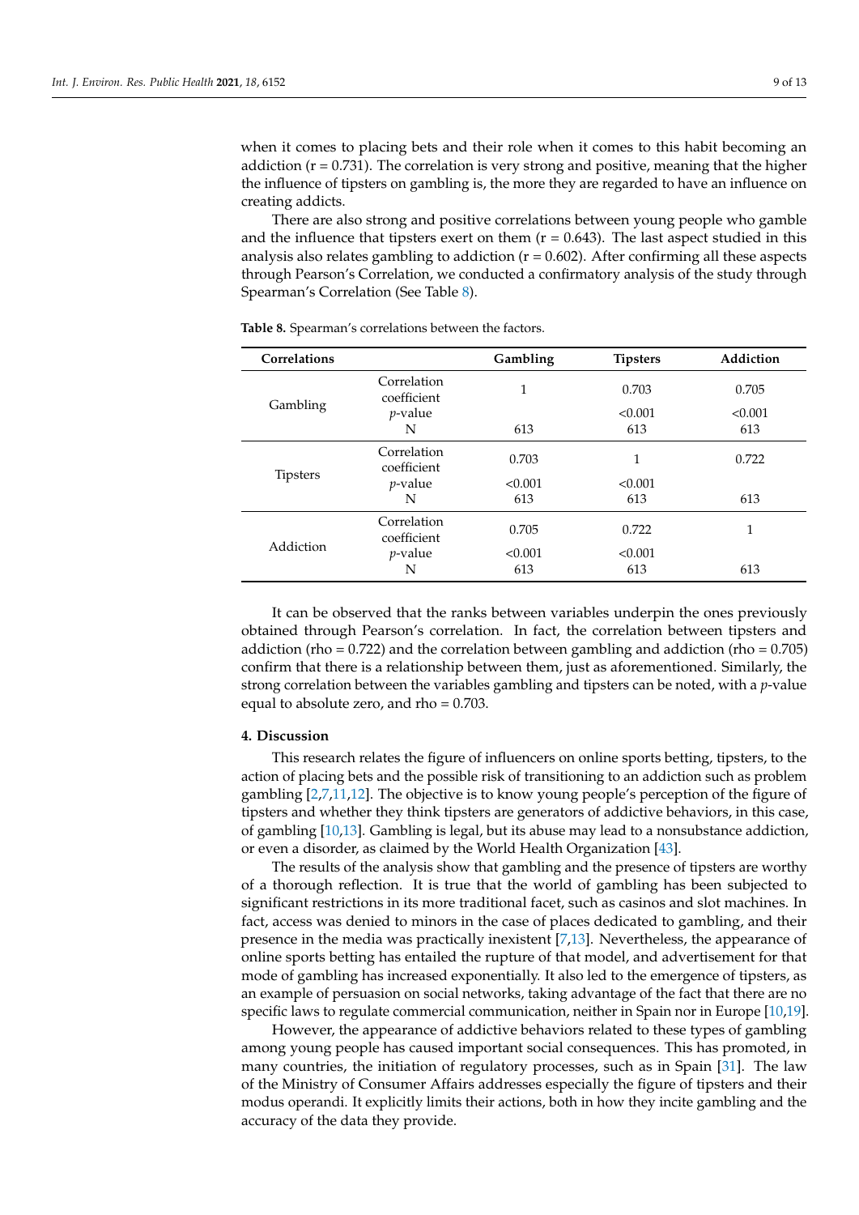when it comes to placing bets and their role when it comes to this habit becoming an addiction (r = 0.731). The correlation is very strong and positive, meaning that the higher the influence of tipsters on gambling is, the more they are regarded to have an influence on creating addicts.

There are also strong and positive correlations between young people who gamble and the influence that tipsters exert on them (r = 0.643). The last aspect studied in this analysis also relates gambling to addiction (r = 0.602). After confirming all these aspects through Pearson's Correlation, we conducted a confirmatory analysis of the study through Spearman's Correlation (See Table 8).

**Table 8.** Spearman's correlations between the factors.

| Correlations | | Gambling | Tipsters | Addiction |
|---|---|---|---|---|
| Gambling | Correlation coefficient | 1 | 0.703 | 0.705 |
| | *p*-value | | <0.001 | <0.001 |
| | N | 613 | 613 | 613 |
| Tipsters | Correlation coefficient | 0.703 | 1 | 0.722 |
| | *p*-value | <0.001 | <0.001 | |
| | N | 613 | 613 | 613 |
| Addiction | Correlation coefficient | 0.705 | 0.722 | 1 |
| | *p*-value | <0.001 | <0.001 | |
| | N | 613 | 613 | 613 |

It can be observed that the ranks between variables underpin the ones previously obtained through Pearson's correlation. In fact, the correlation between tipsters and addiction (rho = 0.722) and the correlation between gambling and addiction (rho = 0.705) confirm that there is a relationship between them, just as aforementioned. Similarly, the strong correlation between the variables gambling and tipsters can be noted, with a *p*-value equal to absolute zero, and rho = 0.703.

## 4. Discussion

This research relates the figure of influencers on online sports betting, tipsters, to the action of placing bets and the possible risk of transitioning to an addiction such as problem gambling [2,7,11,12]. The objective is to know young people's perception of the figure of tipsters and whether they think tipsters are generators of addictive behaviors, in this case, of gambling [10,13]. Gambling is legal, but its abuse may lead to a nonsubstance addiction, or even a disorder, as claimed by the World Health Organization [43].

The results of the analysis show that gambling and the presence of tipsters are worthy of a thorough reflection. It is true that the world of gambling has been subjected to significant restrictions in its more traditional facet, such as casinos and slot machines. In fact, access was denied to minors in the case of places dedicated to gambling, and their presence in the media was practically inexistent [7,13]. Nevertheless, the appearance of online sports betting has entailed the rupture of that model, and advertisement for that mode of gambling has increased exponentially. It also led to the emergence of tipsters, as an example of persuasion on social networks, taking advantage of the fact that there are no specific laws to regulate commercial communication, neither in Spain nor in Europe [10,19].

However, the appearance of addictive behaviors related to these types of gambling among young people has caused important social consequences. This has promoted, in many countries, the initiation of regulatory processes, such as in Spain [31]. The law of the Ministry of Consumer Affairs addresses especially the figure of tipsters and their modus operandi. It explicitly limits their actions, both in how they incite gambling and the accuracy of the data they provide.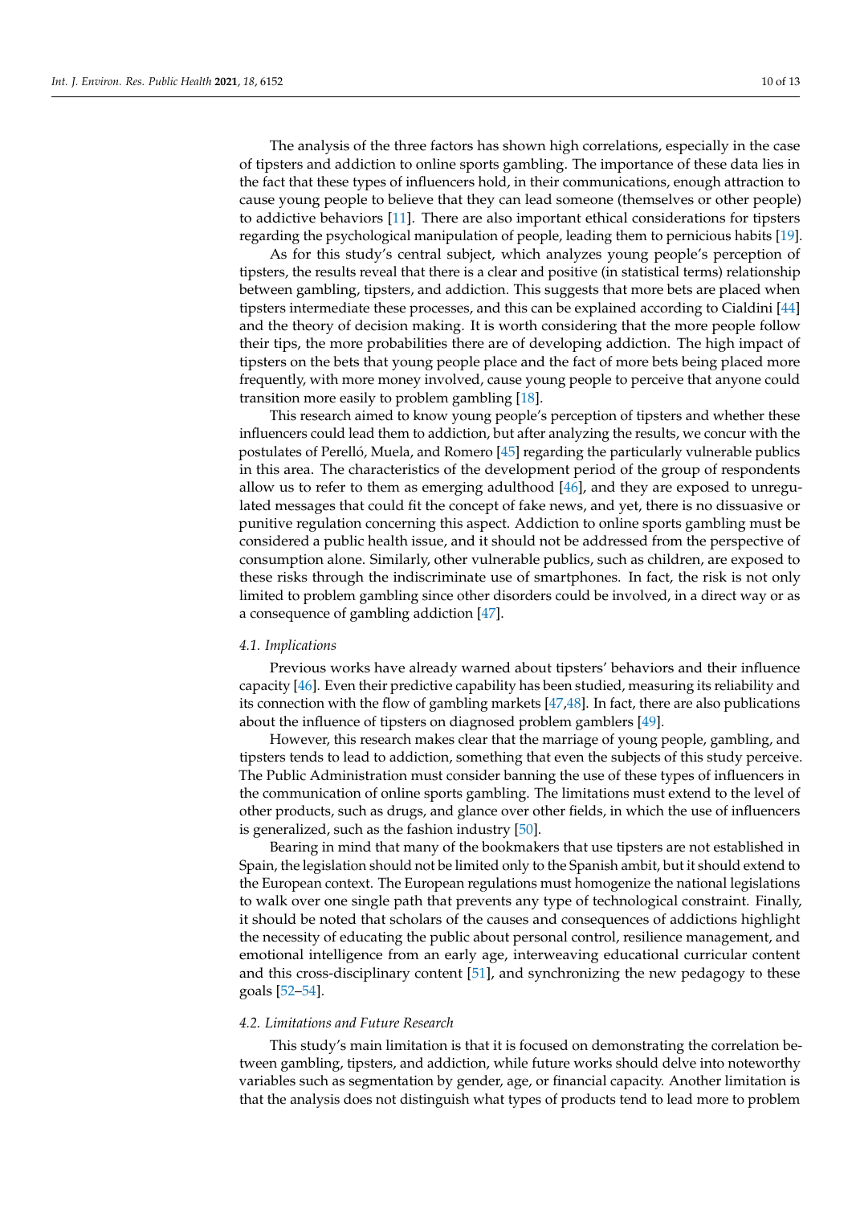The analysis of the three factors has shown high correlations, especially in the case of tipsters and addiction to online sports gambling. The importance of these data lies in the fact that these types of influencers hold, in their communications, enough attraction to cause young people to believe that they can lead someone (themselves or other people) to addictive behaviors [11]. There are also important ethical considerations for tipsters regarding the psychological manipulation of people, leading them to pernicious habits [19].

As for this study's central subject, which analyzes young people's perception of tipsters, the results reveal that there is a clear and positive (in statistical terms) relationship between gambling, tipsters, and addiction. This suggests that more bets are placed when tipsters intermediate these processes, and this can be explained according to Cialdini [44] and the theory of decision making. It is worth considering that the more people follow their tips, the more probabilities there are of developing addiction. The high impact of tipsters on the bets that young people place and the fact of more bets being placed more frequently, with more money involved, cause young people to perceive that anyone could transition more easily to problem gambling [18].

This research aimed to know young people's perception of tipsters and whether these influencers could lead them to addiction, but after analyzing the results, we concur with the postulates of Perelló, Muela, and Romero [45] regarding the particularly vulnerable publics in this area. The characteristics of the development period of the group of respondents allow us to refer to them as emerging adulthood [46], and they are exposed to unregulated messages that could fit the concept of fake news, and yet, there is no dissuasive or punitive regulation concerning this aspect. Addiction to online sports gambling must be considered a public health issue, and it should not be addressed from the perspective of consumption alone. Similarly, other vulnerable publics, such as children, are exposed to these risks through the indiscriminate use of smartphones. In fact, the risk is not only limited to problem gambling since other disorders could be involved, in a direct way or as a consequence of gambling addiction [47].

### 4.1. Implications

Previous works have already warned about tipsters' behaviors and their influence capacity [46]. Even their predictive capability has been studied, measuring its reliability and its connection with the flow of gambling markets [47,48]. In fact, there are also publications about the influence of tipsters on diagnosed problem gamblers [49].

However, this research makes clear that the marriage of young people, gambling, and tipsters tends to lead to addiction, something that even the subjects of this study perceive. The Public Administration must consider banning the use of these types of influencers in the communication of online sports gambling. The limitations must extend to the level of other products, such as drugs, and glance over other fields, in which the use of influencers is generalized, such as the fashion industry [50].

Bearing in mind that many of the bookmakers that use tipsters are not established in Spain, the legislation should not be limited only to the Spanish ambit, but it should extend to the European context. The European regulations must homogenize the national legislations to walk over one single path that prevents any type of technological constraint. Finally, it should be noted that scholars of the causes and consequences of addictions highlight the necessity of educating the public about personal control, resilience management, and emotional intelligence from an early age, interweaving educational curricular content and this cross-disciplinary content [51], and synchronizing the new pedagogy to these goals [52–54].

### 4.2. Limitations and Future Research

This study's main limitation is that it is focused on demonstrating the correlation between gambling, tipsters, and addiction, while future works should delve into noteworthy variables such as segmentation by gender, age, or financial capacity. Another limitation is that the analysis does not distinguish what types of products tend to lead more to problem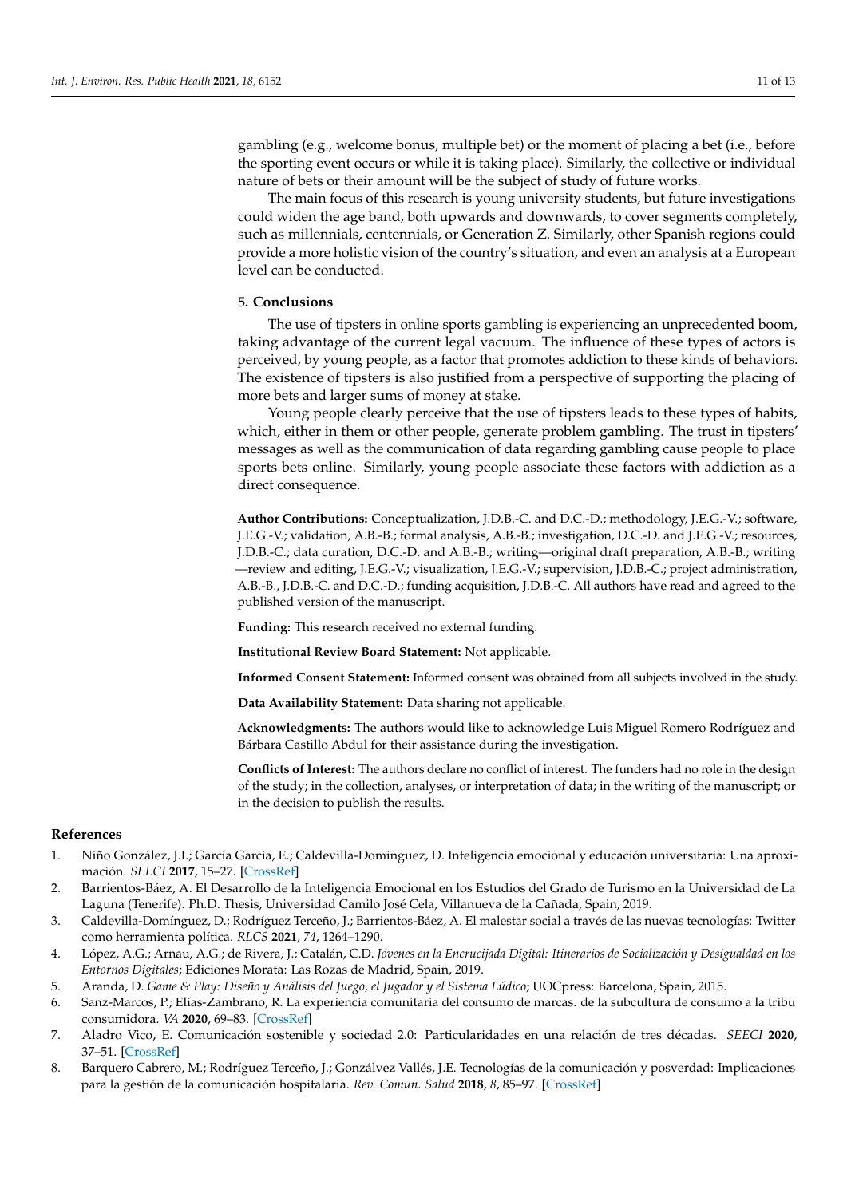gambling (e.g., welcome bonus, multiple bet) or the moment of placing a bet (i.e., before the sporting event occurs or while it is taking place). Similarly, the collective or individual nature of bets or their amount will be the subject of study of future works.

The main focus of this research is young university students, but future investigations could widen the age band, both upwards and downwards, to cover segments completely, such as millennials, centennials, or Generation Z. Similarly, other Spanish regions could provide a more holistic vision of the country's situation, and even an analysis at a European level can be conducted.

## 5. Conclusions

The use of tipsters in online sports gambling is experiencing an unprecedented boom, taking advantage of the current legal vacuum. The influence of these types of actors is perceived, by young people, as a factor that promotes addiction to these kinds of behaviors. The existence of tipsters is also justified from a perspective of supporting the placing of more bets and larger sums of money at stake.

Young people clearly perceive that the use of tipsters leads to these types of habits, which, either in them or other people, generate problem gambling. The trust in tipsters' messages as well as the communication of data regarding gambling cause people to place sports bets online. Similarly, young people associate these factors with addiction as a direct consequence.

**Author Contributions:** Conceptualization, J.D.B.-C. and D.C.-D.; methodology, J.E.G.-V.; software, J.E.G.-V.; validation, A.B.-B.; formal analysis, A.B.-B.; investigation, D.C.-D. and J.E.G.-V.; resources, J.D.B.-C.; data curation, D.C.-D. and A.B.-B.; writing—original draft preparation, A.B.-B.; writing—review and editing, J.E.G.-V.; visualization, J.E.G.-V.; supervision, J.D.B.-C.; project administration, A.B.-B., J.D.B.-C. and D.C.-D.; funding acquisition, J.D.B.-C. All authors have read and agreed to the published version of the manuscript.

**Funding:** This research received no external funding.

**Institutional Review Board Statement:** Not applicable.

**Informed Consent Statement:** Informed consent was obtained from all subjects involved in the study.

**Data Availability Statement:** Data sharing not applicable.

**Acknowledgments:** The authors would like to acknowledge Luis Miguel Romero Rodríguez and Bárbara Castillo Abdul for their assistance during the investigation.

**Conflicts of Interest:** The authors declare no conflict of interest. The funders had no role in the design of the study; in the collection, analyses, or interpretation of data; in the writing of the manuscript; or in the decision to publish the results.

## References

1. Niño González, J.I.; García García, E.; Caldevilla-Domínguez, D. Inteligencia emocional y educación universitaria: Una aproximación. *SEECI* **2017**, 15–27. [CrossRef]
2. Barrientos-Báez, A. El Desarrollo de la Inteligencia Emocional en los Estudios del Grado de Turismo en la Universidad de La Laguna (Tenerife). Ph.D. Thesis, Universidad Camilo José Cela, Villanueva de la Cañada, Spain, 2019.
3. Caldevilla-Domínguez, D.; Rodríguez Terceño, J.; Barrientos-Báez, A. El malestar social a través de las nuevas tecnologías: Twitter como herramienta política. *RLCS* **2021**, *74*, 1264–1290.
4. López, A.G.; Arnau, A.G.; de Rivera, J.; Catalán, C.D. *Jóvenes en la Encrucijada Digital: Itinerarios de Socialización y Desigualdad en los Entornos Digitales*; Ediciones Morata: Las Rozas de Madrid, Spain, 2019.
5. Aranda, D. *Game & Play: Diseño y Análisis del Juego, el Jugador y el Sistema Lúdico*; UOCpress: Barcelona, Spain, 2015.
6. Sanz-Marcos, P.; Elías-Zambrano, R. La experiencia comunitaria del consumo de marcas. de la subcultura de consumo a la tribu consumidora. *VA* **2020**, 69–83. [CrossRef]
7. Aladro Vico, E. Comunicación sostenible y sociedad 2.0: Particularidades en una relación de tres décadas. *SEECI* **2020**, 37–51. [CrossRef]
8. Barquero Cabrero, M.; Rodríguez Terceño, J.; Gonzálvez Vallés, J.E. Tecnologías de la comunicación y posverdad: Implicaciones para la gestión de la comunicación hospitalaria. *Rev. Comun. Salud* **2018**, *8*, 85–97. [CrossRef]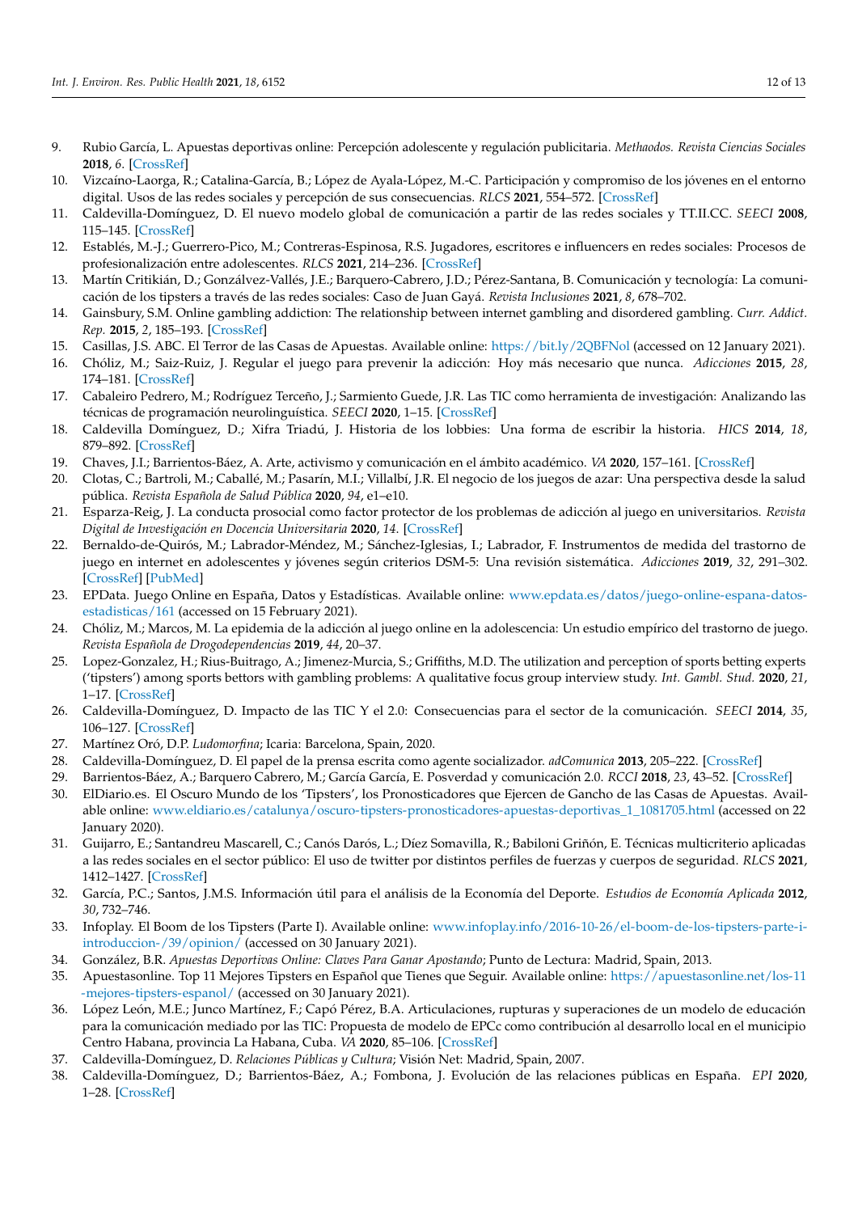9. Rubio García, L. Apuestas deportivas online: Percepción adolescente y regulación publicitaria. *Methaodos. Revista Ciencias Sociales* **2018**, *6*. [CrossRef]
10. Vizcaíno-Laorga, R.; Catalina-García, B.; López de Ayala-López, M.-C. Participación y compromiso de los jóvenes en el entorno digital. Usos de las redes sociales y percepción de sus consecuencias. *RLCS* **2021**, 554–572. [CrossRef]
11. Caldevilla-Domínguez, D. El nuevo modelo global de comunicación a partir de las redes sociales y TT.II.CC. *SEECI* **2008**, 115–145. [CrossRef]
12. Establés, M.-J.; Guerrero-Pico, M.; Contreras-Espinosa, R.S. Jugadores, escritores e influencers en redes sociales: Procesos de profesionalización entre adolescentes. *RLCS* **2021**, 214–236. [CrossRef]
13. Martín Critikián, D.; Gonzálvez-Vallés, J.E.; Barquero-Cabrero, J.D.; Pérez-Santana, B. Comunicación y tecnología: La comunicación de los tipsters a través de las redes sociales: Caso de Juan Gayá. *Revista Inclusiones* **2021**, *8*, 678–702.
14. Gainsbury, S.M. Online gambling addiction: The relationship between internet gambling and disordered gambling. *Curr. Addict. Rep.* **2015**, *2*, 185–193. [CrossRef]
15. Casillas, J.S. ABC. El Terror de las Casas de Apuestas. Available online: https://bit.ly/2QBFNol (accessed on 12 January 2021).
16. Chóliz, M.; Saiz-Ruiz, J. Regular el juego para prevenir la adicción: Hoy más necesario que nunca. *Adicciones* **2015**, *28*, 174–181. [CrossRef]
17. Cabaleiro Pedrero, M.; Rodríguez Terceño, J.; Sarmiento Guede, J.R. Las TIC como herramienta de investigación: Analizando las técnicas de programación neurolinguística. *SEECI* **2020**, 1–15. [CrossRef]
18. Caldevilla Domínguez, D.; Xifra Triadú, J. Historia de los lobbies: Una forma de escribir la historia. *HICS* **2014**, *18*, 879–892. [CrossRef]
19. Chaves, J.I.; Barrientos-Báez, A. Arte, activismo y comunicación en el ámbito académico. *VA* **2020**, 157–161. [CrossRef]
20. Clotas, C.; Bartroli, M.; Caballé, M.; Pasarín, M.I.; Villalbí, J.R. El negocio de los juegos de azar: Una perspectiva desde la salud pública. *Revista Española de Salud Pública* **2020**, *94*, e1–e10.
21. Esparza-Reig, J. La conducta prosocial como factor protector de los problemas de adicción al juego en universitarios. *Revista Digital de Investigación en Docencia Universitaria* **2020**, *14*. [CrossRef]
22. Bernaldo-de-Quirós, M.; Labrador-Méndez, M.; Sánchez-Iglesias, I.; Labrador, F. Instrumentos de medida del trastorno de juego en internet en adolescentes y jóvenes según criterios DSM-5: Una revisión sistemática. *Adicciones* **2019**, *32*, 291–302. [CrossRef] [PubMed]
23. EPData. Juego Online en España, Datos y Estadísticas. Available online: www.epdata.es/datos/juego-online-espana-datos-estadisticas/161 (accessed on 15 February 2021).
24. Chóliz, M.; Marcos, M. La epidemia de la adicción al juego online en la adolescencia: Un estudio empírico del trastorno de juego. *Revista Española de Drogodependencias* **2019**, *44*, 20–37.
25. Lopez-Gonzalez, H.; Rius-Buitrago, A.; Jimenez-Murcia, S.; Griffiths, M.D. The utilization and perception of sports betting experts ('tipsters') among sports bettors with gambling problems: A qualitative focus group interview study. *Int. Gambl. Stud.* **2020**, *21*, 1–17. [CrossRef]
26. Caldevilla-Domínguez, D. Impacto de las TIC Y el 2.0: Consecuencias para el sector de la comunicación. *SEECI* **2014**, *35*, 106–127. [CrossRef]
27. Martínez Oró, D.P. *Ludomorfina*; Icaria: Barcelona, Spain, 2020.
28. Caldevilla-Domínguez, D. El papel de la prensa escrita como agente socializador. *adComunica* **2013**, 205–222. [CrossRef]
29. Barrientos-Báez, A.; Barquero Cabrero, M.; García García, E. Posverdad y comunicación 2.0. *RCCI* **2018**, *23*, 43–52. [CrossRef]
30. ElDiario.es. El Oscuro Mundo de los 'Tipsters', los Pronosticadores que Ejercen de Gancho de las Casas de Apuestas. Available online: www.eldiario.es/catalunya/oscuro-tipsters-pronosticadores-apuestas-deportivas_1_1081705.html (accessed on 22 January 2020).
31. Guijarro, E.; Santandreu Mascarell, C.; Canós Darós, L.; Díez Somavilla, R.; Babiloni Griñón, E. Técnicas multicriterio aplicadas a las redes sociales en el sector público: El uso de twitter por distintos perfiles de fuerzas y cuerpos de seguridad. *RLCS* **2021**, 1412–1427. [CrossRef]
32. García, P.C.; Santos, J.M.S. Información útil para el análisis de la Economía del Deporte. *Estudios de Economía Aplicada* **2012**, *30*, 732–746.
33. Infoplay. El Boom de los Tipsters (Parte I). Available online: www.infoplay.info/2016-10-26/el-boom-de-los-tipsters-parte-i-introduccion-/39/opinion/ (accessed on 30 January 2021).
34. González, B.R. *Apuestas Deportivas Online: Claves Para Ganar Apostando*; Punto de Lectura: Madrid, Spain, 2013.
35. Apuestasonline. Top 11 Mejores Tipsters en Español que Tienes que Seguir. Available online: https://apuestasonline.net/los-11-mejores-tipsters-espanol/ (accessed on 30 January 2021).
36. López León, M.E.; Junco Martínez, F.; Capó Pérez, B.A. Articulaciones, rupturas y superaciones de un modelo de educación para la comunicación mediado por las TIC: Propuesta de modelo de EPCc como contribución al desarrollo local en el municipio Centro Habana, provincia La Habana, Cuba. *VA* **2020**, 85–106. [CrossRef]
37. Caldevilla-Domínguez, D. *Relaciones Públicas y Cultura*; Visión Net: Madrid, Spain, 2007.
38. Caldevilla-Domínguez, D.; Barrientos-Báez, A.; Fombona, J. Evolución de las relaciones públicas en España. *EPI* **2020**, 1–28. [CrossRef]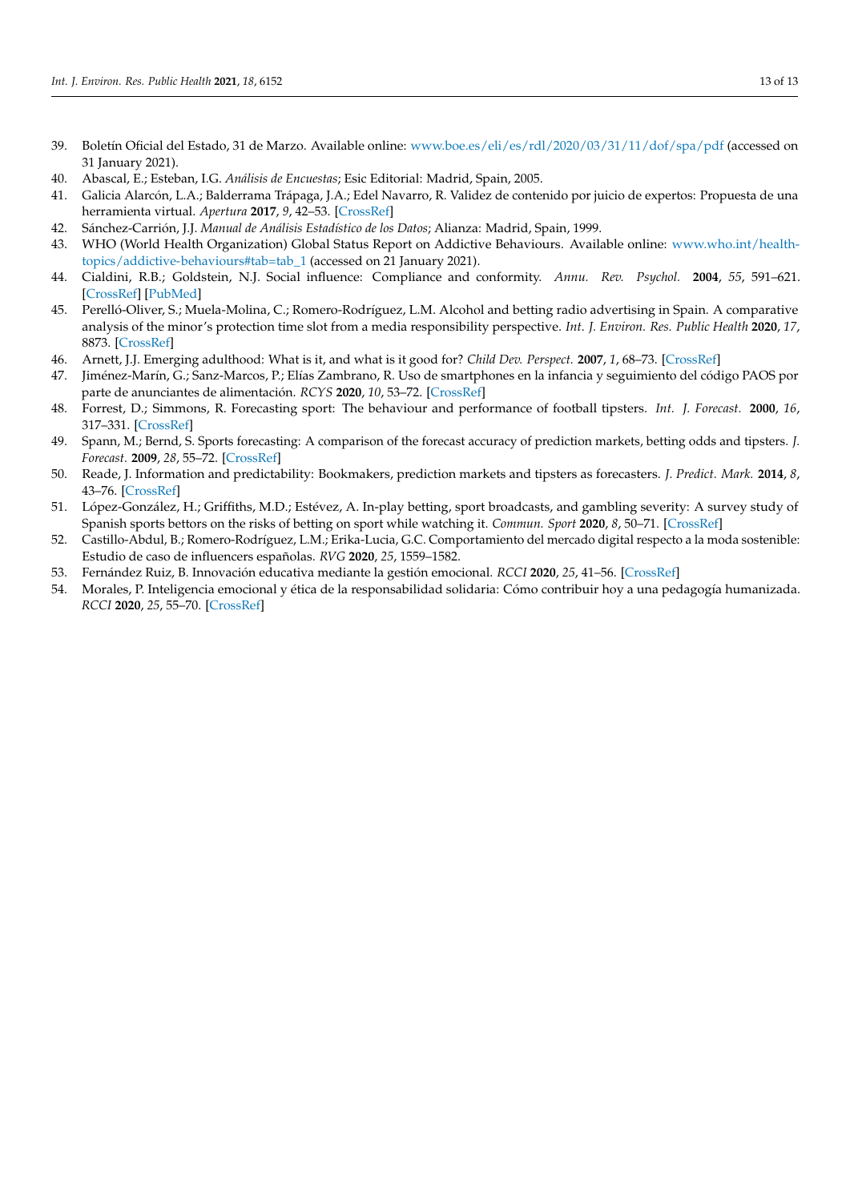39. Boletín Oficial del Estado, 31 de Marzo. Available online: www.boe.es/eli/es/rdl/2020/03/31/11/dof/spa/pdf (accessed on 31 January 2021).
40. Abascal, E.; Esteban, I.G. *Análisis de Encuestas*; Esic Editorial: Madrid, Spain, 2005.
41. Galicia Alarcón, L.A.; Balderrama Trápaga, J.A.; Edel Navarro, R. Validez de contenido por juicio de expertos: Propuesta de una herramienta virtual. *Apertura* **2017**, *9*, 42–53. [CrossRef]
42. Sánchez-Carrión, J.J. *Manual de Análisis Estadístico de los Datos*; Alianza: Madrid, Spain, 1999.
43. WHO (World Health Organization) Global Status Report on Addictive Behaviours. Available online: www.who.int/health-topics/addictive-behaviours#tab=tab_1 (accessed on 21 January 2021).
44. Cialdini, R.B.; Goldstein, N.J. Social influence: Compliance and conformity. *Annu. Rev. Psychol.* **2004**, *55*, 591–621. [CrossRef] [PubMed]
45. Perelló-Oliver, S.; Muela-Molina, C.; Romero-Rodríguez, L.M. Alcohol and betting radio advertising in Spain. A comparative analysis of the minor's protection time slot from a media responsibility perspective. *Int. J. Environ. Res. Public Health* **2020**, *17*, 8873. [CrossRef]
46. Arnett, J.J. Emerging adulthood: What is it, and what is it good for? *Child Dev. Perspect.* **2007**, *1*, 68–73. [CrossRef]
47. Jiménez-Marín, G.; Sanz-Marcos, P.; Elías Zambrano, R. Uso de smartphones en la infancia y seguimiento del código PAOS por parte de anunciantes de alimentación. *RCYS* **2020**, *10*, 53–72. [CrossRef]
48. Forrest, D.; Simmons, R. Forecasting sport: The behaviour and performance of football tipsters. *Int. J. Forecast.* **2000**, *16*, 317–331. [CrossRef]
49. Spann, M.; Bernd, S. Sports forecasting: A comparison of the forecast accuracy of prediction markets, betting odds and tipsters. *J. Forecast.* **2009**, *28*, 55–72. [CrossRef]
50. Reade, J. Information and predictability: Bookmakers, prediction markets and tipsters as forecasters. *J. Predict. Mark.* **2014**, *8*, 43–76. [CrossRef]
51. López-González, H.; Griffiths, M.D.; Estévez, A. In-play betting, sport broadcasts, and gambling severity: A survey study of Spanish sports bettors on the risks of betting on sport while watching it. *Commun. Sport* **2020**, *8*, 50–71. [CrossRef]
52. Castillo-Abdul, B.; Romero-Rodríguez, L.M.; Erika-Lucia, G.C. Comportamiento del mercado digital respecto a la moda sostenible: Estudio de caso de influencers españolas. *RVG* **2020**, *25*, 1559–1582.
53. Fernández Ruiz, B. Innovación educativa mediante la gestión emocional. *RCCI* **2020**, *25*, 41–56. [CrossRef]
54. Morales, P. Inteligencia emocional y ética de la responsabilidad solidaria: Cómo contribuir hoy a una pedagogía humanizada. *RCCI* **2020**, *25*, 55–70. [CrossRef]